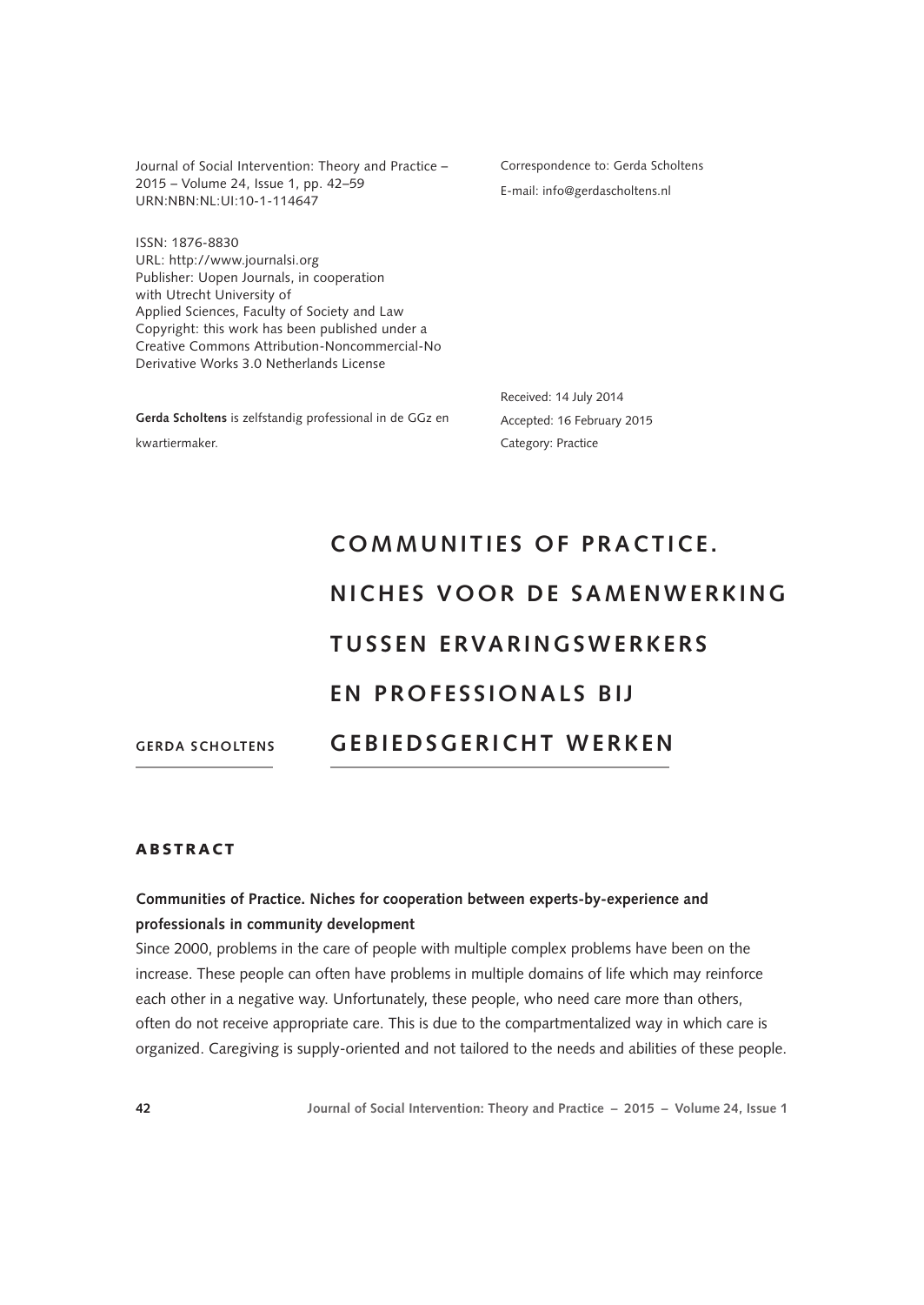Journal of Social Intervention: Theory and Practice – 2015 – Volume 24, Issue 1, pp. 42–59
URN:NBN:NL:UI:10-1-114647

ISSN: 1876-8830
URL: http://www.journalsi.org
Publisher: Uopen Journals, in cooperation with Utrecht University of Applied Sciences, Faculty of Society and Law
Copyright: this work has been published under a Creative Commons Attribution-Noncommercial-No Derivative Works 3.0 Netherlands License

**Gerda Scholtens** is zelfstandig professional in de GGz en kwartiermaker.

Correspondence to: Gerda Scholtens
E-mail: info@gerdascholtens.nl

Received: 14 July 2014
Accepted: 16 February 2015
Category: Practice

GERDA SCHOLTENS

# COMMUNITIES OF PRACTICE. NICHES VOOR DE SAMENWERKING TUSSEN ERVARINGSWERKERS EN PROFESSIONALS BIJ GEBIEDSGERICHT WERKEN

## ABSTRACT

**Communities of Practice. Niches for cooperation between experts-by-experience and professionals in community development**

Since 2000, problems in the care of people with multiple complex problems have been on the increase. These people can often have problems in multiple domains of life which may reinforce each other in a negative way. Unfortunately, these people, who need care more than others, often do not receive appropriate care. This is due to the compartmentalized way in which care is organized. Caregiving is supply-oriented and not tailored to the needs and abilities of these people.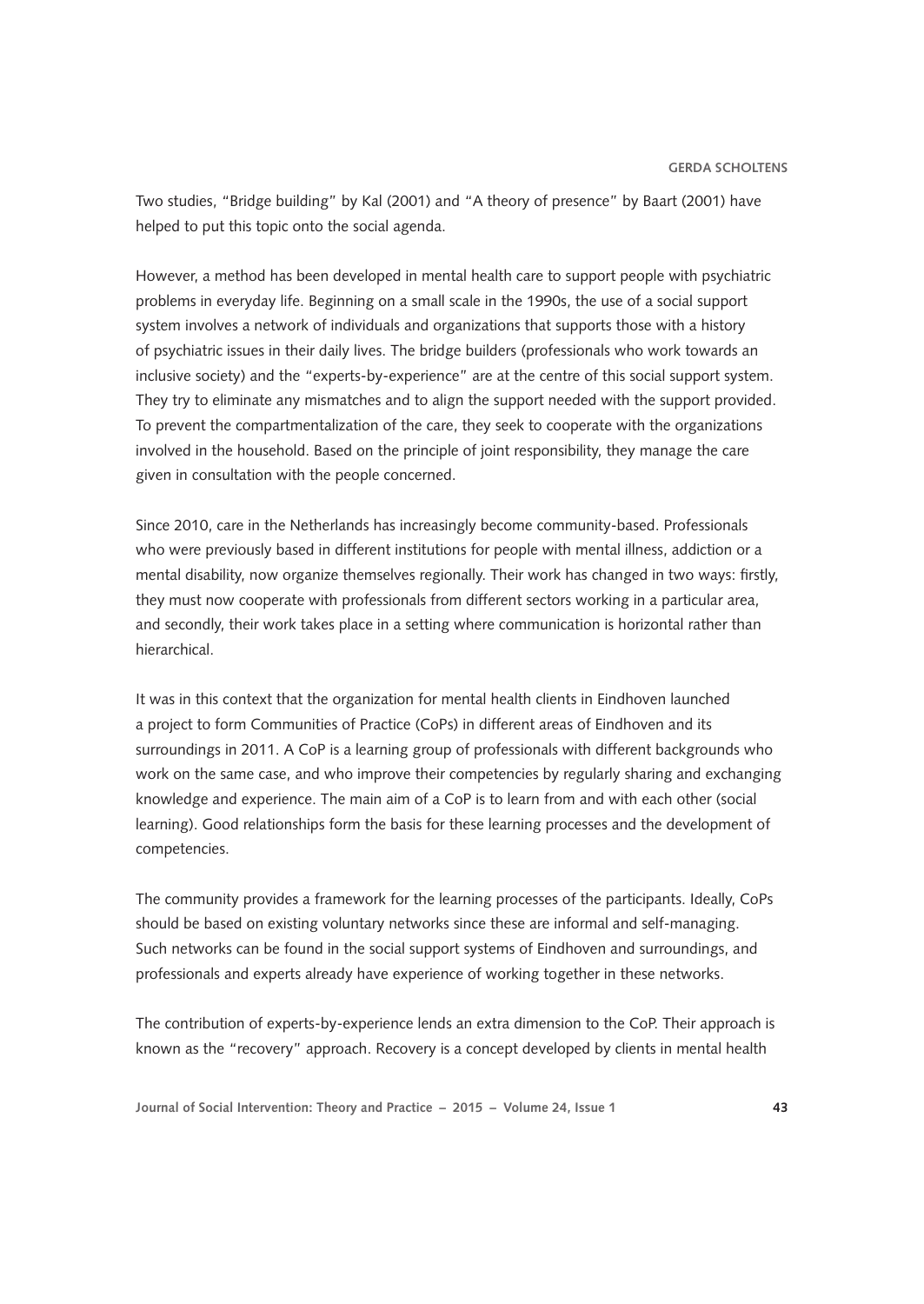Two studies, "Bridge building" by Kal (2001) and "A theory of presence" by Baart (2001) have helped to put this topic onto the social agenda.

However, a method has been developed in mental health care to support people with psychiatric problems in everyday life. Beginning on a small scale in the 1990s, the use of a social support system involves a network of individuals and organizations that supports those with a history of psychiatric issues in their daily lives. The bridge builders (professionals who work towards an inclusive society) and the "experts-by-experience" are at the centre of this social support system. They try to eliminate any mismatches and to align the support needed with the support provided. To prevent the compartmentalization of the care, they seek to cooperate with the organizations involved in the household. Based on the principle of joint responsibility, they manage the care given in consultation with the people concerned.

Since 2010, care in the Netherlands has increasingly become community-based. Professionals who were previously based in different institutions for people with mental illness, addiction or a mental disability, now organize themselves regionally. Their work has changed in two ways: firstly, they must now cooperate with professionals from different sectors working in a particular area, and secondly, their work takes place in a setting where communication is horizontal rather than hierarchical.

It was in this context that the organization for mental health clients in Eindhoven launched a project to form Communities of Practice (CoPs) in different areas of Eindhoven and its surroundings in 2011. A CoP is a learning group of professionals with different backgrounds who work on the same case, and who improve their competencies by regularly sharing and exchanging knowledge and experience. The main aim of a CoP is to learn from and with each other (social learning). Good relationships form the basis for these learning processes and the development of competencies.

The community provides a framework for the learning processes of the participants. Ideally, CoPs should be based on existing voluntary networks since these are informal and self-managing. Such networks can be found in the social support systems of Eindhoven and surroundings, and professionals and experts already have experience of working together in these networks.

The contribution of experts-by-experience lends an extra dimension to the CoP. Their approach is known as the "recovery" approach. Recovery is a concept developed by clients in mental health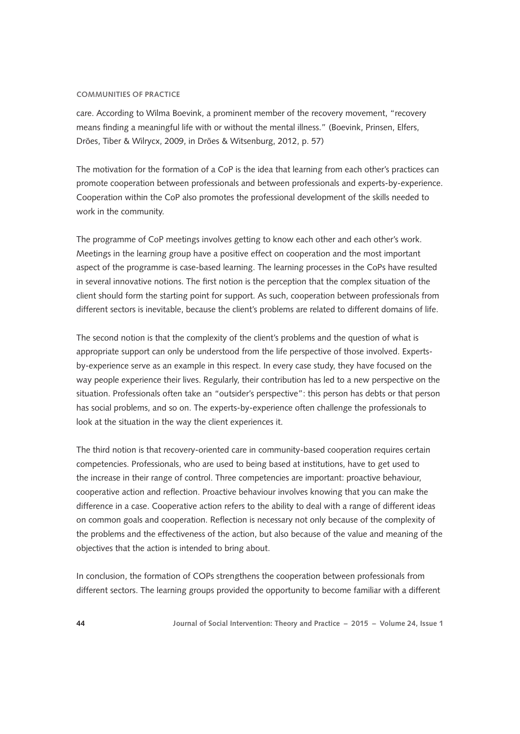care. According to Wilma Boevink, a prominent member of the recovery movement, "recovery means finding a meaningful life with or without the mental illness." (Boevink, Prinsen, Elfers, Dröes, Tiber & Wilrycx, 2009, in Dröes & Witsenburg, 2012, p. 57)

The motivation for the formation of a CoP is the idea that learning from each other's practices can promote cooperation between professionals and between professionals and experts-by-experience. Cooperation within the CoP also promotes the professional development of the skills needed to work in the community.

The programme of CoP meetings involves getting to know each other and each other's work. Meetings in the learning group have a positive effect on cooperation and the most important aspect of the programme is case-based learning. The learning processes in the CoPs have resulted in several innovative notions. The first notion is the perception that the complex situation of the client should form the starting point for support. As such, cooperation between professionals from different sectors is inevitable, because the client's problems are related to different domains of life.

The second notion is that the complexity of the client's problems and the question of what is appropriate support can only be understood from the life perspective of those involved. Experts-by-experience serve as an example in this respect. In every case study, they have focused on the way people experience their lives. Regularly, their contribution has led to a new perspective on the situation. Professionals often take an "outsider's perspective": this person has debts or that person has social problems, and so on. The experts-by-experience often challenge the professionals to look at the situation in the way the client experiences it.

The third notion is that recovery-oriented care in community-based cooperation requires certain competencies. Professionals, who are used to being based at institutions, have to get used to the increase in their range of control. Three competencies are important: proactive behaviour, cooperative action and reflection. Proactive behaviour involves knowing that you can make the difference in a case. Cooperative action refers to the ability to deal with a range of different ideas on common goals and cooperation. Reflection is necessary not only because of the complexity of the problems and the effectiveness of the action, but also because of the value and meaning of the objectives that the action is intended to bring about.

In conclusion, the formation of COPs strengthens the cooperation between professionals from different sectors. The learning groups provided the opportunity to become familiar with a different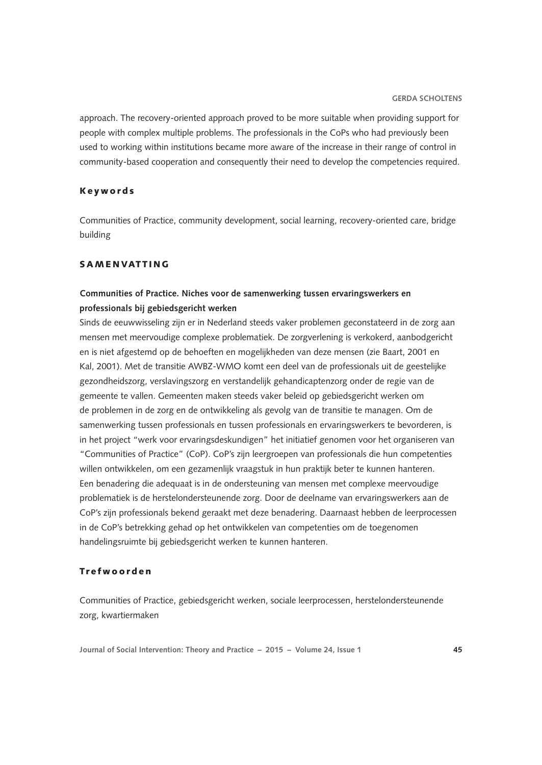approach. The recovery-oriented approach proved to be more suitable when providing support for people with complex multiple problems. The professionals in the CoPs who had previously been used to working within institutions became more aware of the increase in their range of control in community-based cooperation and consequently their need to develop the competencies required.

### Keywords

Communities of Practice, community development, social learning, recovery-oriented care, bridge building

## SAMENVATTING

### Communities of Practice. Niches voor de samenwerking tussen ervaringswerkers en professionals bij gebiedsgericht werken

Sinds de eeuwwisseling zijn er in Nederland steeds vaker problemen geconstateerd in de zorg aan mensen met meervoudige complexe problematiek. De zorgverlening is verkokerd, aanbodgericht en is niet afgestemd op de behoeften en mogelijkheden van deze mensen (zie Baart, 2001 en Kal, 2001). Met de transitie AWBZ-WMO komt een deel van de professionals uit de geestelijke gezondheidszorg, verslavingszorg en verstandelijk gehandicaptenzorg onder de regie van de gemeente te vallen. Gemeenten maken steeds vaker beleid op gebiedsgericht werken om de problemen in de zorg en de ontwikkeling als gevolg van de transitie te managen. Om de samenwerking tussen professionals en tussen professionals en ervaringswerkers te bevorderen, is in het project "werk voor ervaringsdeskundigen" het initiatief genomen voor het organiseren van "Communities of Practice" (CoP). CoP's zijn leergroepen van professionals die hun competenties willen ontwikkelen, om een gezamenlijk vraagstuk in hun praktijk beter te kunnen hanteren. Een benadering die adequaat is in de ondersteuning van mensen met complexe meervoudige problematiek is de herstelondersteunende zorg. Door de deelname van ervaringswerkers aan de CoP's zijn professionals bekend geraakt met deze benadering. Daarnaast hebben de leerprocessen in de CoP's betrekking gehad op het ontwikkelen van competenties om de toegenomen handelingsruimte bij gebiedsgericht werken te kunnen hanteren.

### Trefwoorden

Communities of Practice, gebiedsgericht werken, sociale leerprocessen, herstelondersteunende zorg, kwartiermaken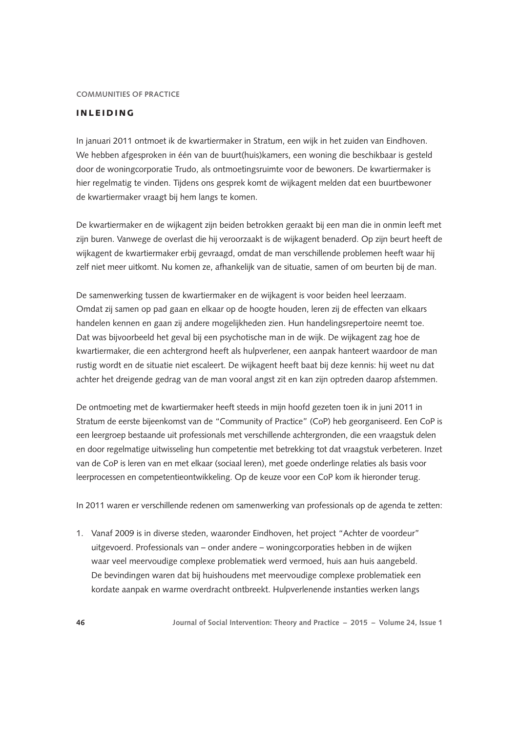# INLEIDING

In januari 2011 ontmoet ik de kwartiermaker in Stratum, een wijk in het zuiden van Eindhoven. We hebben afgesproken in één van de buurt(huis)kamers, een woning die beschikbaar is gesteld door de woningcorporatie Trudo, als ontmoetingsruimte voor de bewoners. De kwartiermaker is hier regelmatig te vinden. Tijdens ons gesprek komt de wijkagent melden dat een buurtbewoner de kwartiermaker vraagt bij hem langs te komen.

De kwartiermaker en de wijkagent zijn beiden betrokken geraakt bij een man die in onmin leeft met zijn buren. Vanwege de overlast die hij veroorzaakt is de wijkagent benaderd. Op zijn beurt heeft de wijkagent de kwartiermaker erbij gevraagd, omdat de man verschillende problemen heeft waar hij zelf niet meer uitkomt. Nu komen ze, afhankelijk van de situatie, samen of om beurten bij de man.

De samenwerking tussen de kwartiermaker en de wijkagent is voor beiden heel leerzaam. Omdat zij samen op pad gaan en elkaar op de hoogte houden, leren zij de effecten van elkaars handelen kennen en gaan zij andere mogelijkheden zien. Hun handelingsrepertoire neemt toe. Dat was bijvoorbeeld het geval bij een psychotische man in de wijk. De wijkagent zag hoe de kwartiermaker, die een achtergrond heeft als hulpverlener, een aanpak hanteert waardoor de man rustig wordt en de situatie niet escaleert. De wijkagent heeft baat bij deze kennis: hij weet nu dat achter het dreigende gedrag van de man vooral angst zit en kan zijn optreden daarop afstemmen.

De ontmoeting met de kwartiermaker heeft steeds in mijn hoofd gezeten toen ik in juni 2011 in Stratum de eerste bijeenkomst van de "Community of Practice" (CoP) heb georganiseerd. Een CoP is een leergroep bestaande uit professionals met verschillende achtergronden, die een vraagstuk delen en door regelmatige uitwisseling hun competentie met betrekking tot dat vraagstuk verbeteren. Inzet van de CoP is leren van en met elkaar (sociaal leren), met goede onderlinge relaties als basis voor leerprocessen en competentieontwikkeling. Op de keuze voor een CoP kom ik hieronder terug.

In 2011 waren er verschillende redenen om samenwerking van professionals op de agenda te zetten:

1. Vanaf 2009 is in diverse steden, waaronder Eindhoven, het project "Achter de voordeur" uitgevoerd. Professionals van – onder andere – woningcorporaties hebben in de wijken waar veel meervoudige complexe problematiek werd vermoed, huis aan huis aangebeld. De bevindingen waren dat bij huishoudens met meervoudige complexe problematiek een kordate aanpak en warme overdracht ontbreekt. Hulpverlenende instanties werken langs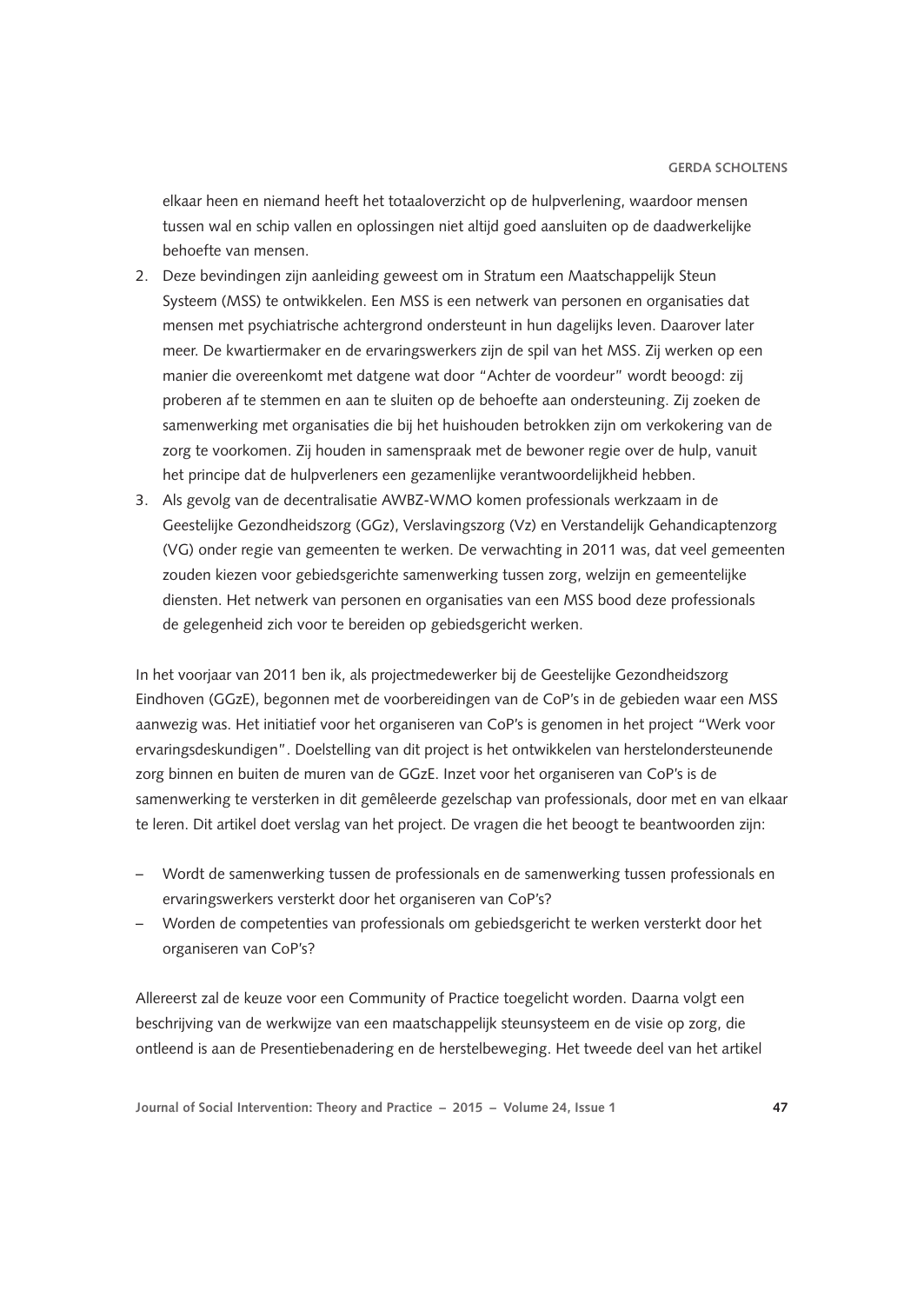elkaar heen en niemand heeft het totaaloverzicht op de hulpverlening, waardoor mensen tussen wal en schip vallen en oplossingen niet altijd goed aansluiten op de daadwerkelijke behoefte van mensen.

2. Deze bevindingen zijn aanleiding geweest om in Stratum een Maatschappelijk Steun Systeem (MSS) te ontwikkelen. Een MSS is een netwerk van personen en organisaties dat mensen met psychiatrische achtergrond ondersteunt in hun dagelijks leven. Daarover later meer. De kwartiermaker en de ervaringswerkers zijn de spil van het MSS. Zij werken op een manier die overeenkomt met datgene wat door "Achter de voordeur" wordt beoogd: zij proberen af te stemmen en aan te sluiten op de behoefte aan ondersteuning. Zij zoeken de samenwerking met organisaties die bij het huishouden betrokken zijn om verkokering van de zorg te voorkomen. Zij houden in samenspraak met de bewoner regie over de hulp, vanuit het principe dat de hulpverleners een gezamenlijke verantwoordelijkheid hebben.
3. Als gevolg van de decentralisatie AWBZ-WMO komen professionals werkzaam in de Geestelijke Gezondheidszorg (GGz), Verslavingszorg (Vz) en Verstandelijk Gehandicaptenzorg (VG) onder regie van gemeenten te werken. De verwachting in 2011 was, dat veel gemeenten zouden kiezen voor gebiedsgerichte samenwerking tussen zorg, welzijn en gemeentelijke diensten. Het netwerk van personen en organisaties van een MSS bood deze professionals de gelegenheid zich voor te bereiden op gebiedsgericht werken.

In het voorjaar van 2011 ben ik, als projectmedewerker bij de Geestelijke Gezondheidszorg Eindhoven (GGzE), begonnen met de voorbereidingen van de CoP's in de gebieden waar een MSS aanwezig was. Het initiatief voor het organiseren van CoP's is genomen in het project "Werk voor ervaringsdeskundigen". Doelstelling van dit project is het ontwikkelen van herstelondersteunende zorg binnen en buiten de muren van de GGzE. Inzet voor het organiseren van CoP's is de samenwerking te versterken in dit gemêleerde gezelschap van professionals, door met en van elkaar te leren. Dit artikel doet verslag van het project. De vragen die het beoogt te beantwoorden zijn:

– Wordt de samenwerking tussen de professionals en de samenwerking tussen professionals en ervaringswerkers versterkt door het organiseren van CoP's?
– Worden de competenties van professionals om gebiedsgericht te werken versterkt door het organiseren van CoP's?

Allereerst zal de keuze voor een Community of Practice toegelicht worden. Daarna volgt een beschrijving van de werkwijze van een maatschappelijk steunsysteem en de visie op zorg, die ontleend is aan de Presentiebenadering en de herstelbeweging. Het tweede deel van het artikel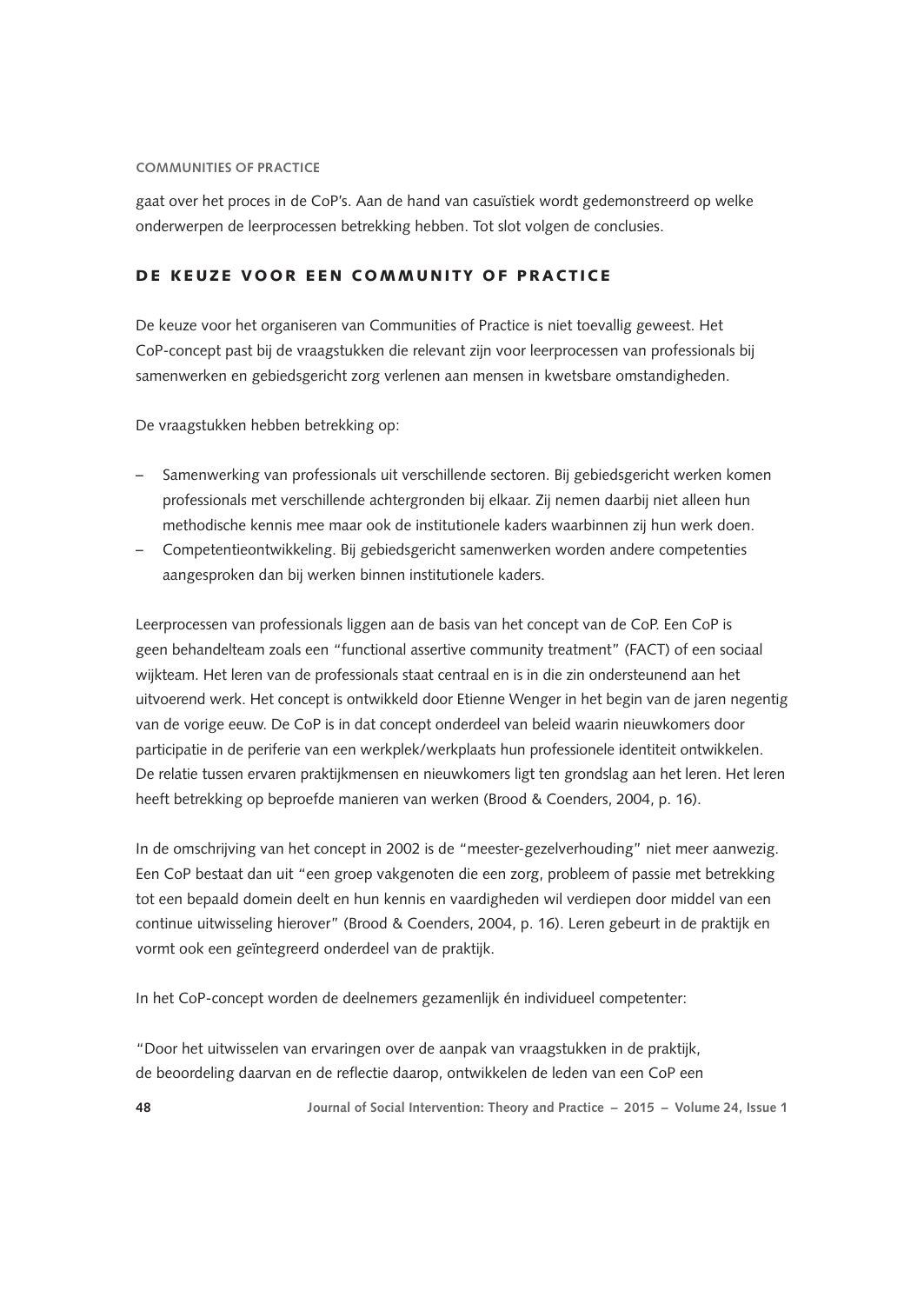gaat over het proces in de CoP's. Aan de hand van casuïstiek wordt gedemonstreerd op welke onderwerpen de leerprocessen betrekking hebben. Tot slot volgen de conclusies.

## DE KEUZE VOOR EEN COMMUNITY OF PRACTICE

De keuze voor het organiseren van Communities of Practice is niet toevallig geweest. Het CoP-concept past bij de vraagstukken die relevant zijn voor leerprocessen van professionals bij samenwerken en gebiedsgericht zorg verlenen aan mensen in kwetsbare omstandigheden.

De vraagstukken hebben betrekking op:

– Samenwerking van professionals uit verschillende sectoren. Bij gebiedsgericht werken komen professionals met verschillende achtergronden bij elkaar. Zij nemen daarbij niet alleen hun methodische kennis mee maar ook de institutionele kaders waarbinnen zij hun werk doen.
– Competentieontwikkeling. Bij gebiedsgericht samenwerken worden andere competenties aangesproken dan bij werken binnen institutionele kaders.

Leerprocessen van professionals liggen aan de basis van het concept van de CoP. Een CoP is geen behandelteam zoals een "functional assertive community treatment" (FACT) of een sociaal wijkteam. Het leren van de professionals staat centraal en is in die zin ondersteunend aan het uitvoerend werk. Het concept is ontwikkeld door Etienne Wenger in het begin van de jaren negentig van de vorige eeuw. De CoP is in dat concept onderdeel van beleid waarin nieuwkomers door participatie in de periferie van een werkplek/werkplaats hun professionele identiteit ontwikkelen. De relatie tussen ervaren praktijkmensen en nieuwkomers ligt ten grondslag aan het leren. Het leren heeft betrekking op beproefde manieren van werken (Brood & Coenders, 2004, p. 16).

In de omschrijving van het concept in 2002 is de "meester-gezelverhouding" niet meer aanwezig. Een CoP bestaat dan uit "een groep vakgenoten die een zorg, probleem of passie met betrekking tot een bepaald domein deelt en hun kennis en vaardigheden wil verdiepen door middel van een continue uitwisseling hierover" (Brood & Coenders, 2004, p. 16). Leren gebeurt in de praktijk en vormt ook een geïntegreerd onderdeel van de praktijk.

In het CoP-concept worden de deelnemers gezamenlijk én individueel competenter:

"Door het uitwisselen van ervaringen over de aanpak van vraagstukken in de praktijk, de beoordeling daarvan en de reflectie daarop, ontwikkelen de leden van een CoP een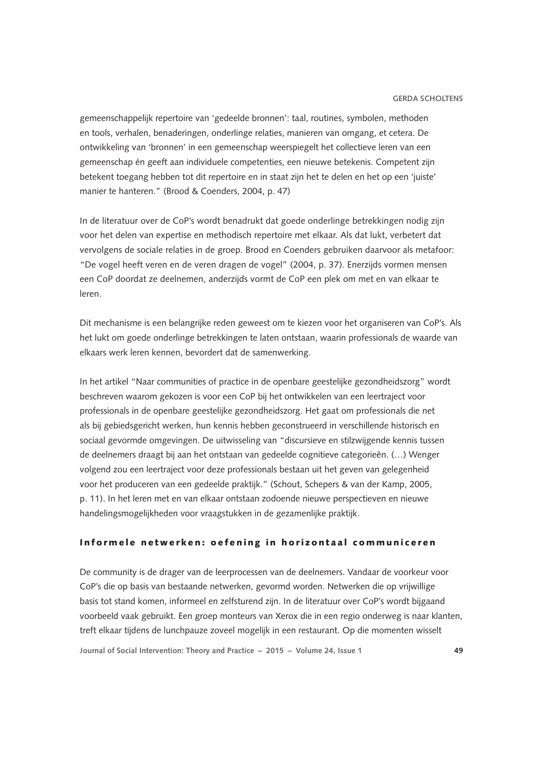gemeenschappelijk repertoire van 'gedeelde bronnen': taal, routines, symbolen, methoden en tools, verhalen, benaderingen, onderlinge relaties, manieren van omgang, et cetera. De ontwikkeling van 'bronnen' in een gemeenschap weerspiegelt het collectieve leren van een gemeenschap én geeft aan individuele competenties, een nieuwe betekenis. Competent zijn betekent toegang hebben tot dit repertoire en in staat zijn het te delen en het op een 'juiste' manier te hanteren." (Brood & Coenders, 2004, p. 47)

In de literatuur over de CoP's wordt benadrukt dat goede onderlinge betrekkingen nodig zijn voor het delen van expertise en methodisch repertoire met elkaar. Als dat lukt, verbetert dat vervolgens de sociale relaties in de groep. Brood en Coenders gebruiken daarvoor als metafoor: "De vogel heeft veren en de veren dragen de vogel" (2004, p. 37). Enerzijds vormen mensen een CoP doordat ze deelnemen, anderzijds vormt de CoP een plek om met en van elkaar te leren.

Dit mechanisme is een belangrijke reden geweest om te kiezen voor het organiseren van CoP's. Als het lukt om goede onderlinge betrekkingen te laten ontstaan, waarin professionals de waarde van elkaars werk leren kennen, bevordert dat de samenwerking.

In het artikel "Naar communities of practice in de openbare geestelijke gezondheidszorg" wordt beschreven waarom gekozen is voor een CoP bij het ontwikkelen van een leertraject voor professionals in de openbare geestelijke gezondheidszorg. Het gaat om professionals die net als bij gebiedsgericht werken, hun kennis hebben geconstrueerd in verschillende historisch en sociaal gevormde omgevingen. De uitwisseling van "discursieve en stilzwijgende kennis tussen de deelnemers draagt bij aan het ontstaan van gedeelde cognitieve categorieën. (…) Wenger volgend zou een leertraject voor deze professionals bestaan uit het geven van gelegenheid voor het produceren van een gedeelde praktijk." (Schout, Schepers & van der Kamp, 2005, p. 11). In het leren met en van elkaar ontstaan zodoende nieuwe perspectieven en nieuwe handelingsmogelijkheden voor vraagstukken in de gezamenlijke praktijk.

## Informele netwerken: oefening in horizontaal communiceren

De community is de drager van de leerprocessen van de deelnemers. Vandaar de voorkeur voor CoP's die op basis van bestaande netwerken, gevormd worden. Netwerken die op vrijwillige basis tot stand komen, informeel en zelfsturend zijn. In de literatuur over CoP's wordt bijgaand voorbeeld vaak gebruikt. Een groep monteurs van Xerox die in een regio onderweg is naar klanten, treft elkaar tijdens de lunchpauze zoveel mogelijk in een restaurant. Op die momenten wisselt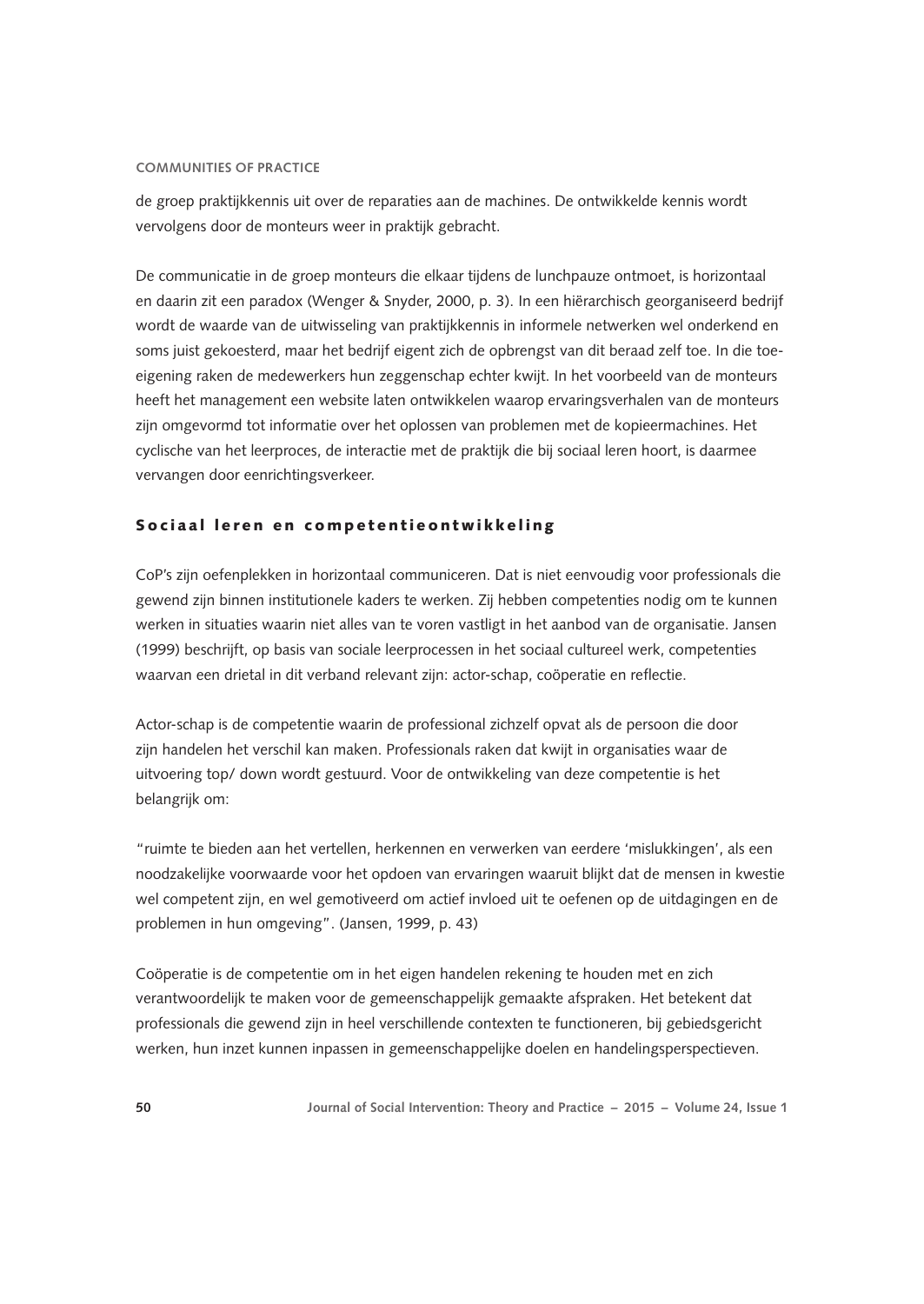de groep praktijkkennis uit over de reparaties aan de machines. De ontwikkelde kennis wordt vervolgens door de monteurs weer in praktijk gebracht.

De communicatie in de groep monteurs die elkaar tijdens de lunchpauze ontmoet, is horizontaal en daarin zit een paradox (Wenger & Snyder, 2000, p. 3). In een hiërarchisch georganiseerd bedrijf wordt de waarde van de uitwisseling van praktijkkennis in informele netwerken wel onderkend en soms juist gekoesterd, maar het bedrijf eigent zich de opbrengst van dit beraad zelf toe. In die toe-eigening raken de medewerkers hun zeggenschap echter kwijt. In het voorbeeld van de monteurs heeft het management een website laten ontwikkelen waarop ervaringsverhalen van de monteurs zijn omgevormd tot informatie over het oplossen van problemen met de kopieermachines. Het cyclische van het leerproces, de interactie met de praktijk die bij sociaal leren hoort, is daarmee vervangen door eenrichtingsverkeer.

## Sociaal leren en competentieontwikkeling

CoP's zijn oefenplekken in horizontaal communiceren. Dat is niet eenvoudig voor professionals die gewend zijn binnen institutionele kaders te werken. Zij hebben competenties nodig om te kunnen werken in situaties waarin niet alles van te voren vastligt in het aanbod van de organisatie. Jansen (1999) beschrijft, op basis van sociale leerprocessen in het sociaal cultureel werk, competenties waarvan een drietal in dit verband relevant zijn: actor-schap, coöperatie en reflectie.

Actor-schap is de competentie waarin de professional zichzelf opvat als de persoon die door zijn handelen het verschil kan maken. Professionals raken dat kwijt in organisaties waar de uitvoering top/ down wordt gestuurd. Voor de ontwikkeling van deze competentie is het belangrijk om:

"ruimte te bieden aan het vertellen, herkennen en verwerken van eerdere 'mislukkingen', als een noodzakelijke voorwaarde voor het opdoen van ervaringen waaruit blijkt dat de mensen in kwestie wel competent zijn, en wel gemotiveerd om actief invloed uit te oefenen op de uitdagingen en de problemen in hun omgeving". (Jansen, 1999, p. 43)

Coöperatie is de competentie om in het eigen handelen rekening te houden met en zich verantwoordelijk te maken voor de gemeenschappelijk gemaakte afspraken. Het betekent dat professionals die gewend zijn in heel verschillende contexten te functioneren, bij gebiedsgericht werken, hun inzet kunnen inpassen in gemeenschappelijke doelen en handelingsperspectieven.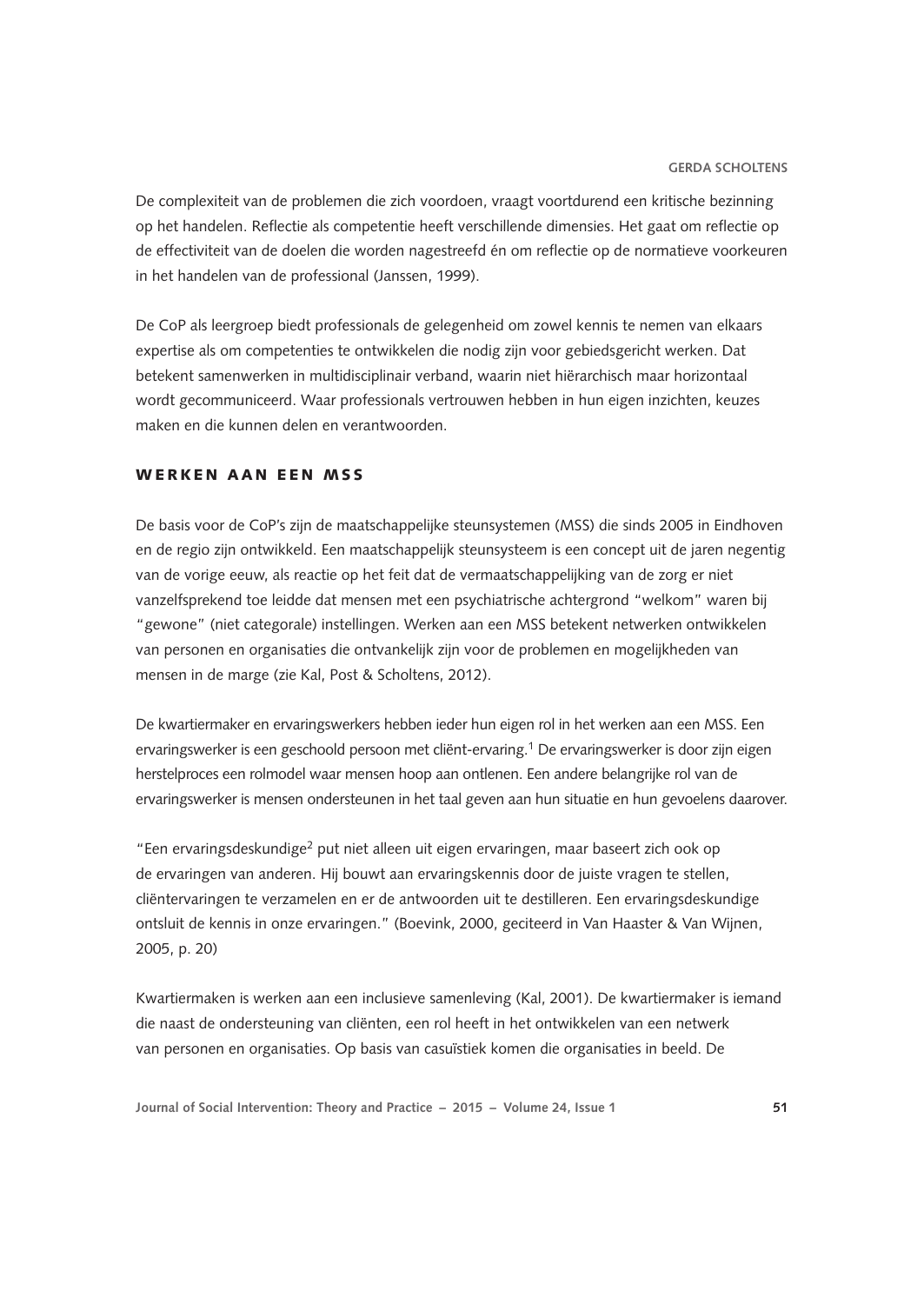De complexiteit van de problemen die zich voordoen, vraagt voortdurend een kritische bezinning op het handelen. Reflectie als competentie heeft verschillende dimensies. Het gaat om reflectie op de effectiviteit van de doelen die worden nagestreefd én om reflectie op de normatieve voorkeuren in het handelen van de professional (Janssen, 1999).

De CoP als leergroep biedt professionals de gelegenheid om zowel kennis te nemen van elkaars expertise als om competenties te ontwikkelen die nodig zijn voor gebiedsgericht werken. Dat betekent samenwerken in multidisciplinair verband, waarin niet hiërarchisch maar horizontaal wordt gecommuniceerd. Waar professionals vertrouwen hebben in hun eigen inzichten, keuzes maken en die kunnen delen en verantwoorden.

## WERKEN AAN EEN MSS

De basis voor de CoP's zijn de maatschappelijke steunsystemen (MSS) die sinds 2005 in Eindhoven en de regio zijn ontwikkeld. Een maatschappelijk steunsysteem is een concept uit de jaren negentig van de vorige eeuw, als reactie op het feit dat de vermaatschappelijking van de zorg er niet vanzelfsprekend toe leidde dat mensen met een psychiatrische achtergrond "welkom" waren bij "gewone" (niet categorale) instellingen. Werken aan een MSS betekent netwerken ontwikkelen van personen en organisaties die ontvankelijk zijn voor de problemen en mogelijkheden van mensen in de marge (zie Kal, Post & Scholtens, 2012).

De kwartiermaker en ervaringswerkers hebben ieder hun eigen rol in het werken aan een MSS. Een ervaringswerker is een geschoold persoon met cliënt-ervaring.[1] De ervaringswerker is door zijn eigen herstelproces een rolmodel waar mensen hoop aan ontlenen. Een andere belangrijke rol van de ervaringswerker is mensen ondersteunen in het taal geven aan hun situatie en hun gevoelens daarover.

"Een ervaringsdeskundige[2] put niet alleen uit eigen ervaringen, maar baseert zich ook op de ervaringen van anderen. Hij bouwt aan ervaringskennis door de juiste vragen te stellen, cliëntervaringen te verzamelen en er de antwoorden uit te destilleren. Een ervaringsdeskundige ontsluit de kennis in onze ervaringen." (Boevink, 2000, geciteerd in Van Haaster & Van Wijnen, 2005, p. 20)

Kwartiermaken is werken aan een inclusieve samenleving (Kal, 2001). De kwartiermaker is iemand die naast de ondersteuning van cliënten, een rol heeft in het ontwikkelen van een netwerk van personen en organisaties. Op basis van casuïstiek komen die organisaties in beeld. De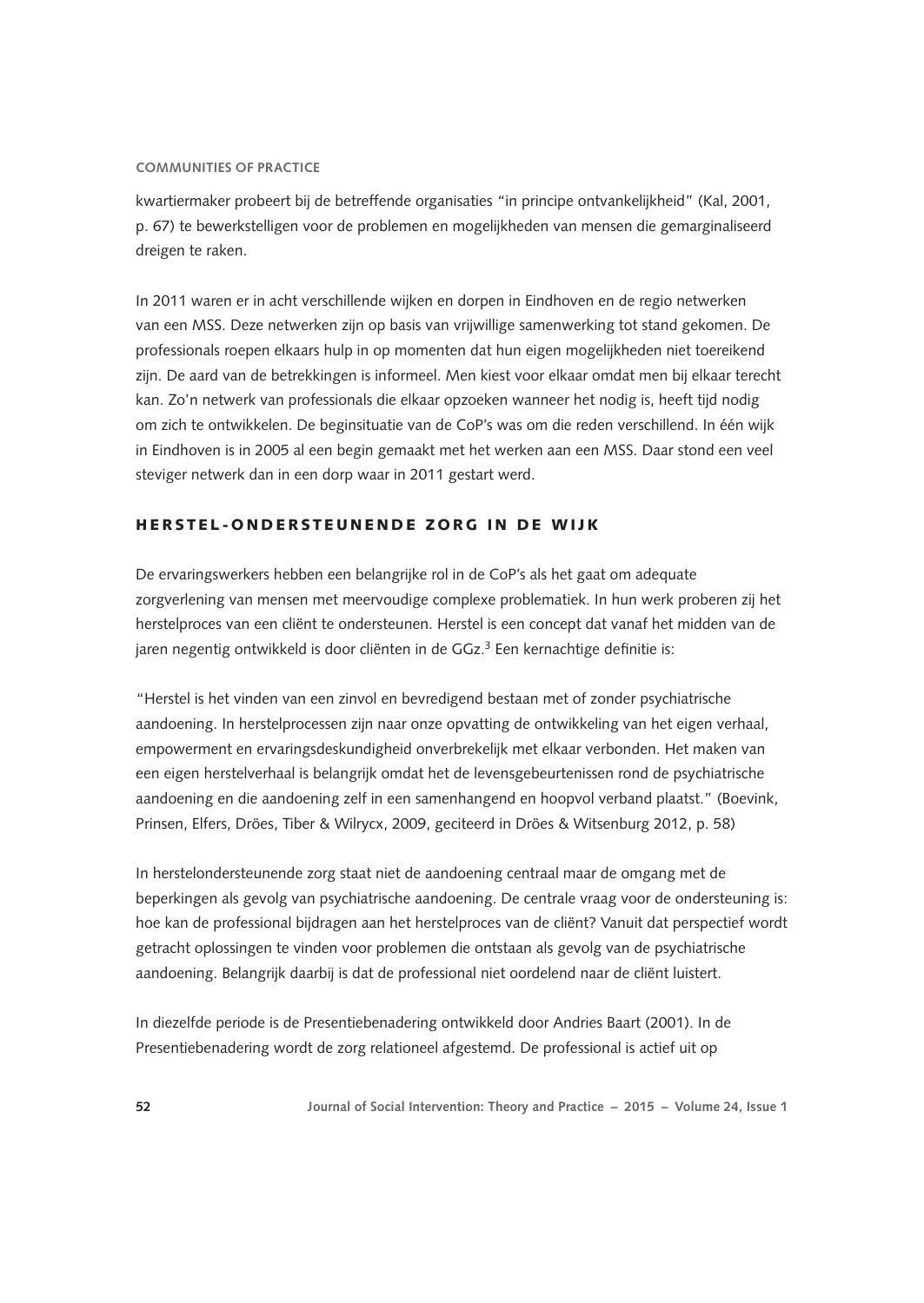kwartiermaker probeert bij de betreffende organisaties "in principe ontvankelijkheid" (Kal, 2001, p. 67) te bewerkstelligen voor de problemen en mogelijkheden van mensen die gemarginaliseerd dreigen te raken.

In 2011 waren er in acht verschillende wijken en dorpen in Eindhoven en de regio netwerken van een MSS. Deze netwerken zijn op basis van vrijwillige samenwerking tot stand gekomen. De professionals roepen elkaars hulp in op momenten dat hun eigen mogelijkheden niet toereikend zijn. De aard van de betrekkingen is informeel. Men kiest voor elkaar omdat men bij elkaar terecht kan. Zo'n netwerk van professionals die elkaar opzoeken wanneer het nodig is, heeft tijd nodig om zich te ontwikkelen. De beginsituatie van de CoP's was om die reden verschillend. In één wijk in Eindhoven is in 2005 al een begin gemaakt met het werken aan een MSS. Daar stond een veel steviger netwerk dan in een dorp waar in 2011 gestart werd.

## HERSTEL-ONDERSTEUNENDE ZORG IN DE WIJK

De ervaringswerkers hebben een belangrijke rol in de CoP's als het gaat om adequate zorgverlening van mensen met meervoudige complexe problematiek. In hun werk proberen zij het herstelproces van een cliënt te ondersteunen. Herstel is een concept dat vanaf het midden van de jaren negentig ontwikkeld is door cliënten in de GGz.[3] Een kernachtige definitie is:

"Herstel is het vinden van een zinvol en bevredigend bestaan met of zonder psychiatrische aandoening. In herstelprocessen zijn naar onze opvatting de ontwikkeling van het eigen verhaal, empowerment en ervaringsdeskundigheid onverbrekelijk met elkaar verbonden. Het maken van een eigen herstelverhaal is belangrijk omdat het de levensgebeurtenissen rond de psychiatrische aandoening en die aandoening zelf in een samenhangend en hoopvol verband plaatst." (Boevink, Prinsen, Elfers, Dröes, Tiber & Wilrycx, 2009, geciteerd in Dröes & Witsenburg 2012, p. 58)

In herstelondersteunende zorg staat niet de aandoening centraal maar de omgang met de beperkingen als gevolg van psychiatrische aandoening. De centrale vraag voor de ondersteuning is: hoe kan de professional bijdragen aan het herstelproces van de cliënt? Vanuit dat perspectief wordt getracht oplossingen te vinden voor problemen die ontstaan als gevolg van de psychiatrische aandoening. Belangrijk daarbij is dat de professional niet oordelend naar de cliënt luistert.

In diezelfde periode is de Presentiebenadering ontwikkeld door Andries Baart (2001). In de Presentiebenadering wordt de zorg relationeel afgestemd. De professional is actief uit op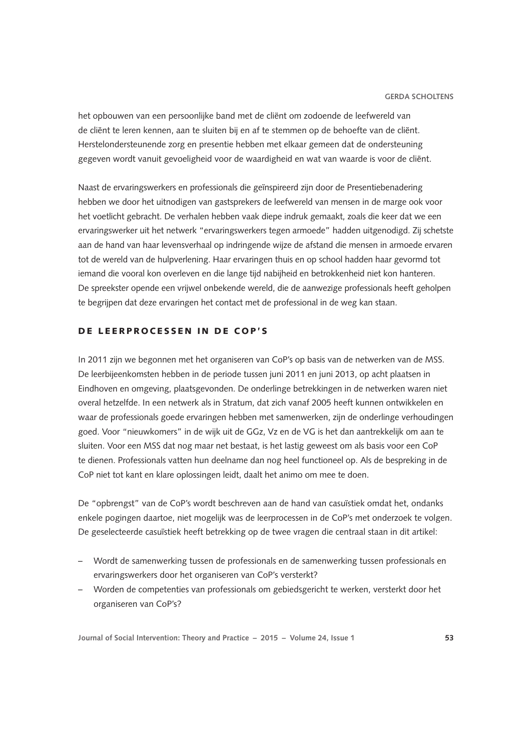het opbouwen van een persoonlijke band met de cliënt om zodoende de leefwereld van de cliënt te leren kennen, aan te sluiten bij en af te stemmen op de behoefte van de cliënt. Herstelondersteunende zorg en presentie hebben met elkaar gemeen dat de ondersteuning gegeven wordt vanuit gevoeligheid voor de waardigheid en wat van waarde is voor de cliënt.

Naast de ervaringswerkers en professionals die geïnspireerd zijn door de Presentiebenadering hebben we door het uitnodigen van gastsprekers de leefwereld van mensen in de marge ook voor het voetlicht gebracht. De verhalen hebben vaak diepe indruk gemaakt, zoals die keer dat we een ervaringswerker uit het netwerk "ervaringswerkers tegen armoede" hadden uitgenodigd. Zij schetste aan de hand van haar levensverhaal op indringende wijze de afstand die mensen in armoede ervaren tot de wereld van de hulpverlening. Haar ervaringen thuis en op school hadden haar gevormd tot iemand die vooral kon overleven en die lange tijd nabijheid en betrokkenheid niet kon hanteren. De spreekster opende een vrijwel onbekende wereld, die de aanwezige professionals heeft geholpen te begrijpen dat deze ervaringen het contact met de professional in de weg kan staan.

## DE LEERPROCESSEN IN DE COP'S

In 2011 zijn we begonnen met het organiseren van CoP's op basis van de netwerken van de MSS. De leerbijeenkomsten hebben in de periode tussen juni 2011 en juni 2013, op acht plaatsen in Eindhoven en omgeving, plaatsgevonden. De onderlinge betrekkingen in de netwerken waren niet overal hetzelfde. In een netwerk als in Stratum, dat zich vanaf 2005 heeft kunnen ontwikkelen en waar de professionals goede ervaringen hebben met samenwerken, zijn de onderlinge verhoudingen goed. Voor "nieuwkomers" in de wijk uit de GGz, Vz en de VG is het dan aantrekkelijk om aan te sluiten. Voor een MSS dat nog maar net bestaat, is het lastig geweest om als basis voor een CoP te dienen. Professionals vatten hun deelname dan nog heel functioneel op. Als de bespreking in de CoP niet tot kant en klare oplossingen leidt, daalt het animo om mee te doen.

De "opbrengst" van de CoP's wordt beschreven aan de hand van casuïstiek omdat het, ondanks enkele pogingen daartoe, niet mogelijk was de leerprocessen in de CoP's met onderzoek te volgen. De geselecteerde casuïstiek heeft betrekking op de twee vragen die centraal staan in dit artikel:

- Wordt de samenwerking tussen de professionals en de samenwerking tussen professionals en ervaringswerkers door het organiseren van CoP's versterkt?
- Worden de competenties van professionals om gebiedsgericht te werken, versterkt door het organiseren van CoP's?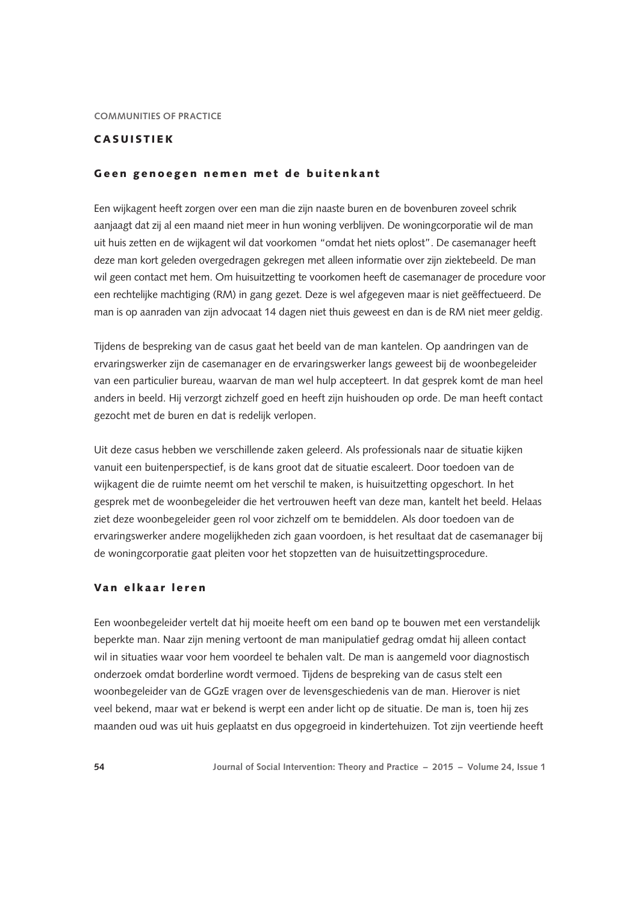COMMUNITIES OF PRACTICE

## CASUISTIEK

### Geen genoegen nemen met de buitenkant

Een wijkagent heeft zorgen over een man die zijn naaste buren en de bovenburen zoveel schrik aanjaagt dat zij al een maand niet meer in hun woning verblijven. De woningcorporatie wil de man uit huis zetten en de wijkagent wil dat voorkomen "omdat het niets oplost". De casemanager heeft deze man kort geleden overgedragen gekregen met alleen informatie over zijn ziektebeeld. De man wil geen contact met hem. Om huisuitzetting te voorkomen heeft de casemanager de procedure voor een rechtelijke machtiging (RM) in gang gezet. Deze is wel afgegeven maar is niet geëffectueerd. De man is op aanraden van zijn advocaat 14 dagen niet thuis geweest en dan is de RM niet meer geldig.

Tijdens de bespreking van de casus gaat het beeld van de man kantelen. Op aandringen van de ervaringswerker zijn de casemanager en de ervaringswerker langs geweest bij de woonbegeleider van een particulier bureau, waarvan de man wel hulp accepteert. In dat gesprek komt de man heel anders in beeld. Hij verzorgt zichzelf goed en heeft zijn huishouden op orde. De man heeft contact gezocht met de buren en dat is redelijk verlopen.

Uit deze casus hebben we verschillende zaken geleerd. Als professionals naar de situatie kijken vanuit een buitenperspectief, is de kans groot dat de situatie escaleert. Door toedoen van de wijkagent die de ruimte neemt om het verschil te maken, is huisuitzetting opgeschort. In het gesprek met de woonbegeleider die het vertrouwen heeft van deze man, kantelt het beeld. Helaas ziet deze woonbegeleider geen rol voor zichzelf om te bemiddelen. Als door toedoen van de ervaringswerker andere mogelijkheden zich gaan voordoen, is het resultaat dat de casemanager bij de woningcorporatie gaat pleiten voor het stopzetten van de huisuitzettingsprocedure.

### Van elkaar leren

Een woonbegeleider vertelt dat hij moeite heeft om een band op te bouwen met een verstandelijk beperkte man. Naar zijn mening vertoont de man manipulatief gedrag omdat hij alleen contact wil in situaties waar voor hem voordeel te behalen valt. De man is aangemeld voor diagnostisch onderzoek omdat borderline wordt vermoed. Tijdens de bespreking van de casus stelt een woonbegeleider van de GGzE vragen over de levensgeschiedenis van de man. Hierover is niet veel bekend, maar wat er bekend is werpt een ander licht op de situatie. De man is, toen hij zes maanden oud was uit huis geplaatst en dus opgegroeid in kindertehuizen. Tot zijn veertiende heeft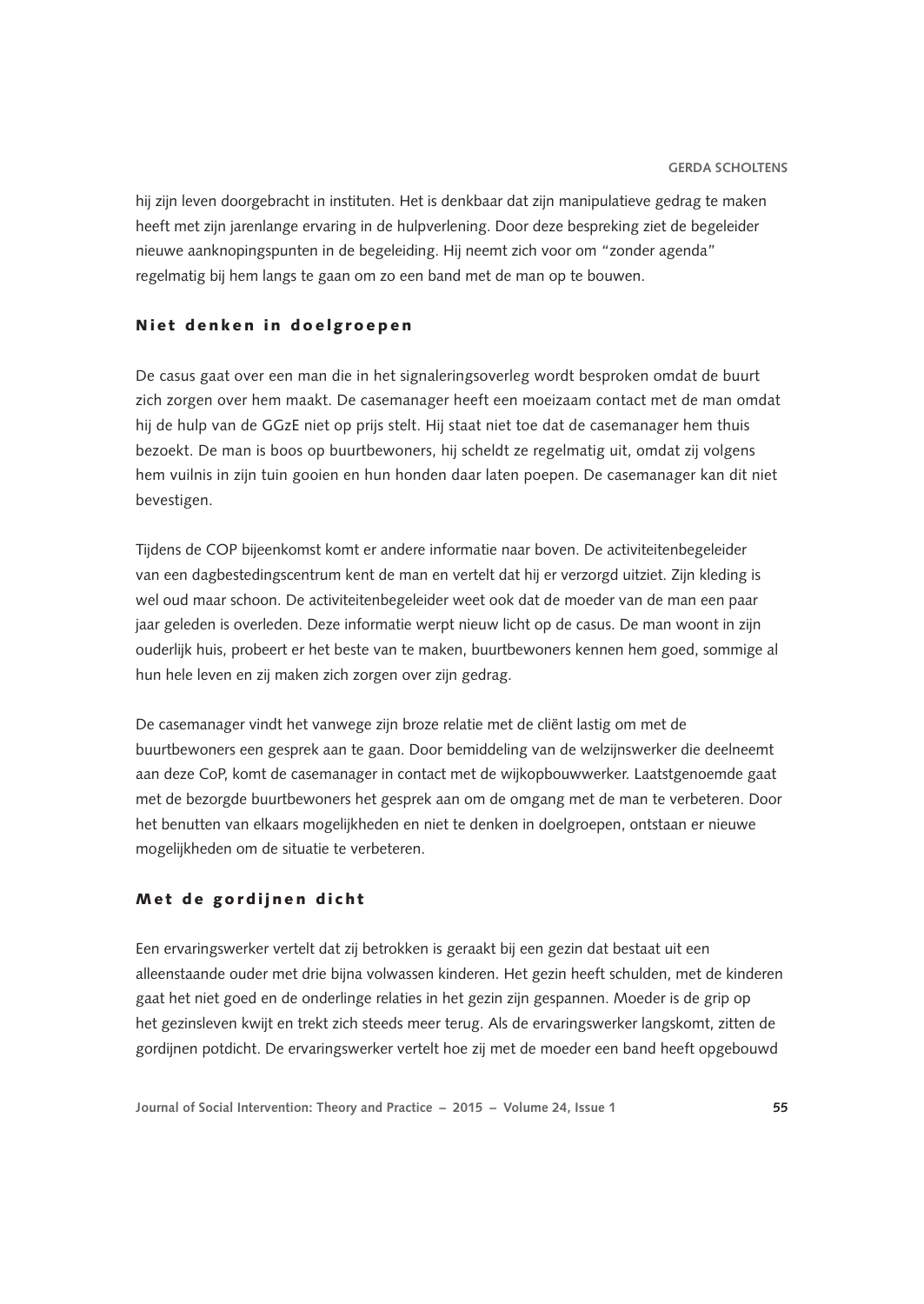hij zijn leven doorgebracht in instituten. Het is denkbaar dat zijn manipulatieve gedrag te maken heeft met zijn jarenlange ervaring in de hulpverlening. Door deze bespreking ziet de begeleider nieuwe aanknopingspunten in de begeleiding. Hij neemt zich voor om "zonder agenda" regelmatig bij hem langs te gaan om zo een band met de man op te bouwen.

## Niet denken in doelgroepen

De casus gaat over een man die in het signaleringsoverleg wordt besproken omdat de buurt zich zorgen over hem maakt. De casemanager heeft een moeizaam contact met de man omdat hij de hulp van de GGzE niet op prijs stelt. Hij staat niet toe dat de casemanager hem thuis bezoekt. De man is boos op buurtbewoners, hij scheldt ze regelmatig uit, omdat zij volgens hem vuilnis in zijn tuin gooien en hun honden daar laten poepen. De casemanager kan dit niet bevestigen.

Tijdens de COP bijeenkomst komt er andere informatie naar boven. De activiteitenbegeleider van een dagbestedingscentrum kent de man en vertelt dat hij er verzorgd uitziet. Zijn kleding is wel oud maar schoon. De activiteitenbegeleider weet ook dat de moeder van de man een paar jaar geleden is overleden. Deze informatie werpt nieuw licht op de casus. De man woont in zijn ouderlijk huis, probeert er het beste van te maken, buurtbewoners kennen hem goed, sommige al hun hele leven en zij maken zich zorgen over zijn gedrag.

De casemanager vindt het vanwege zijn broze relatie met de cliënt lastig om met de buurtbewoners een gesprek aan te gaan. Door bemiddeling van de welzijnswerker die deelneemt aan deze CoP, komt de casemanager in contact met de wijkopbouwwerker. Laatstgenoemde gaat met de bezorgde buurtbewoners het gesprek aan om de omgang met de man te verbeteren. Door het benutten van elkaars mogelijkheden en niet te denken in doelgroepen, ontstaan er nieuwe mogelijkheden om de situatie te verbeteren.

## Met de gordijnen dicht

Een ervaringswerker vertelt dat zij betrokken is geraakt bij een gezin dat bestaat uit een alleenstaande ouder met drie bijna volwassen kinderen. Het gezin heeft schulden, met de kinderen gaat het niet goed en de onderlinge relaties in het gezin zijn gespannen. Moeder is de grip op het gezinsleven kwijt en trekt zich steeds meer terug. Als de ervaringswerker langskomt, zitten de gordijnen potdicht. De ervaringswerker vertelt hoe zij met de moeder een band heeft opgebouwd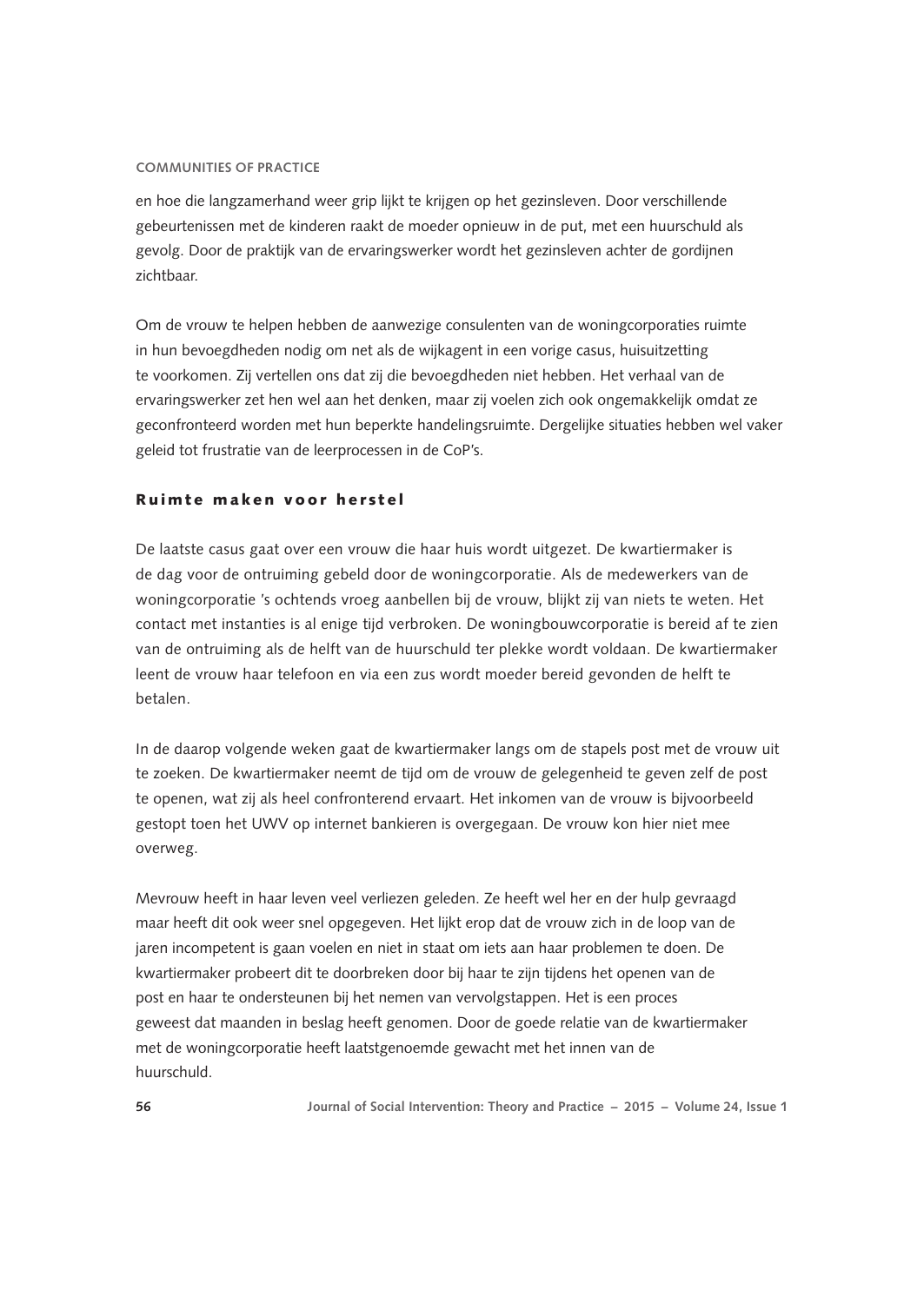en hoe die langzamerhand weer grip lijkt te krijgen op het gezinsleven. Door verschillende gebeurtenissen met de kinderen raakt de moeder opnieuw in de put, met een huurschuld als gevolg. Door de praktijk van de ervaringswerker wordt het gezinsleven achter de gordijnen zichtbaar.

Om de vrouw te helpen hebben de aanwezige consulenten van de woningcorporaties ruimte in hun bevoegdheden nodig om net als de wijkagent in een vorige casus, huisuitzetting te voorkomen. Zij vertellen ons dat zij die bevoegdheden niet hebben. Het verhaal van de ervaringswerker zet hen wel aan het denken, maar zij voelen zich ook ongemakkelijk omdat ze geconfronteerd worden met hun beperkte handelingsruimte. Dergelijke situaties hebben wel vaker geleid tot frustratie van de leerprocessen in de CoP's.

## Ruimte maken voor herstel

De laatste casus gaat over een vrouw die haar huis wordt uitgezet. De kwartiermaker is de dag voor de ontruiming gebeld door de woningcorporatie. Als de medewerkers van de woningcorporatie 's ochtends vroeg aanbellen bij de vrouw, blijkt zij van niets te weten. Het contact met instanties is al enige tijd verbroken. De woningbouwcorporatie is bereid af te zien van de ontruiming als de helft van de huurschuld ter plekke wordt voldaan. De kwartiermaker leent de vrouw haar telefoon en via een zus wordt moeder bereid gevonden de helft te betalen.

In de daarop volgende weken gaat de kwartiermaker langs om de stapels post met de vrouw uit te zoeken. De kwartiermaker neemt de tijd om de vrouw de gelegenheid te geven zelf de post te openen, wat zij als heel confronterend ervaart. Het inkomen van de vrouw is bijvoorbeeld gestopt toen het UWV op internet bankieren is overgegaan. De vrouw kon hier niet mee overweg.

Mevrouw heeft in haar leven veel verliezen geleden. Ze heeft wel her en der hulp gevraagd maar heeft dit ook weer snel opgegeven. Het lijkt erop dat de vrouw zich in de loop van de jaren incompetent is gaan voelen en niet in staat om iets aan haar problemen te doen. De kwartiermaker probeert dit te doorbreken door bij haar te zijn tijdens het openen van de post en haar te ondersteunen bij het nemen van vervolgstappen. Het is een proces geweest dat maanden in beslag heeft genomen. Door de goede relatie van de kwartiermaker met de woningcorporatie heeft laatstgenoemde gewacht met het innen van de huurschuld.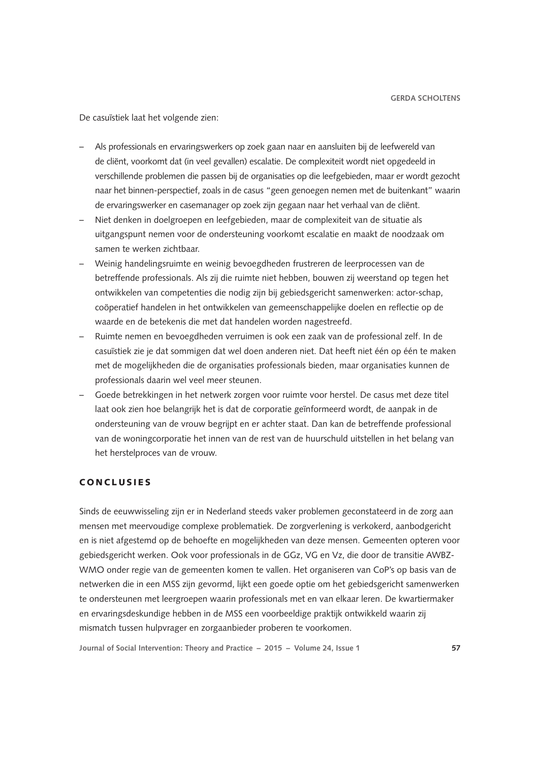De casuïstiek laat het volgende zien:

- Als professionals en ervaringswerkers op zoek gaan naar en aansluiten bij de leefwereld van de cliënt, voorkomt dat (in veel gevallen) escalatie. De complexiteit wordt niet opgedeeld in verschillende problemen die passen bij de organisaties op die leefgebieden, maar er wordt gezocht naar het binnen-perspectief, zoals in de casus "geen genoegen nemen met de buitenkant" waarin de ervaringswerker en casemanager op zoek zijn gegaan naar het verhaal van de cliënt.
- Niet denken in doelgroepen en leefgebieden, maar de complexiteit van de situatie als uitgangspunt nemen voor de ondersteuning voorkomt escalatie en maakt de noodzaak om samen te werken zichtbaar.
- Weinig handelingsruimte en weinig bevoegdheden frustreren de leerprocessen van de betreffende professionals. Als zij die ruimte niet hebben, bouwen zij weerstand op tegen het ontwikkelen van competenties die nodig zijn bij gebiedsgericht samenwerken: actor-schap, coöperatief handelen in het ontwikkelen van gemeenschappelijke doelen en reflectie op de waarde en de betekenis die met dat handelen worden nagestreefd.
- Ruimte nemen en bevoegdheden verruimen is ook een zaak van de professional zelf. In de casuïstiek zie je dat sommigen dat wel doen anderen niet. Dat heeft niet één op één te maken met de mogelijkheden die de organisaties professionals bieden, maar organisaties kunnen de professionals daarin wel veel meer steunen.
- Goede betrekkingen in het netwerk zorgen voor ruimte voor herstel. De casus met deze titel laat ook zien hoe belangrijk het is dat de corporatie geïnformeerd wordt, de aanpak in de ondersteuning van de vrouw begrijpt en er achter staat. Dan kan de betreffende professional van de woningcorporatie het innen van de rest van de huurschuld uitstellen in het belang van het herstelproces van de vrouw.

## CONCLUSIES

Sinds de eeuwwisseling zijn er in Nederland steeds vaker problemen geconstateerd in de zorg aan mensen met meervoudige complexe problematiek. De zorgverlening is verkokerd, aanbodgericht en is niet afgestemd op de behoefte en mogelijkheden van deze mensen. Gemeenten opteren voor gebiedsgericht werken. Ook voor professionals in de GGz, VG en Vz, die door de transitie AWBZ-WMO onder regie van de gemeenten komen te vallen. Het organiseren van CoP's op basis van de netwerken die in een MSS zijn gevormd, lijkt een goede optie om het gebiedsgericht samenwerken te ondersteunen met leergroepen waarin professionals met en van elkaar leren. De kwartiermaker en ervaringsdeskundige hebben in de MSS een voorbeeldige praktijk ontwikkeld waarin zij mismatch tussen hulpvrager en zorgaanbieder proberen te voorkomen.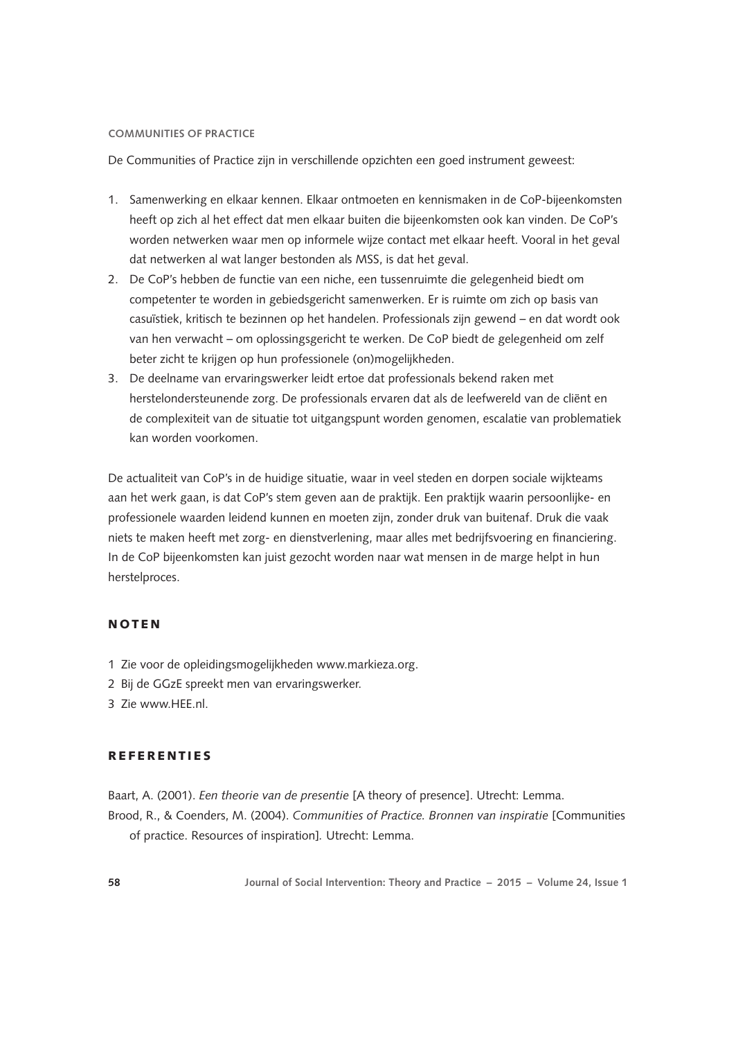### COMMUNITIES OF PRACTICE

De Communities of Practice zijn in verschillende opzichten een goed instrument geweest:

1. Samenwerking en elkaar kennen. Elkaar ontmoeten en kennismaken in de CoP-bijeenkomsten heeft op zich al het effect dat men elkaar buiten die bijeenkomsten ook kan vinden. De CoP's worden netwerken waar men op informele wijze contact met elkaar heeft. Vooral in het geval dat netwerken al wat langer bestonden als MSS, is dat het geval.
2. De CoP's hebben de functie van een niche, een tussenruimte die gelegenheid biedt om competenter te worden in gebiedsgericht samenwerken. Er is ruimte om zich op basis van casuïstiek, kritisch te bezinnen op het handelen. Professionals zijn gewend – en dat wordt ook van hen verwacht – om oplossingsgericht te werken. De CoP biedt de gelegenheid om zelf beter zicht te krijgen op hun professionele (on)mogelijkheden.
3. De deelname van ervaringswerker leidt ertoe dat professionals bekend raken met herstelondersteunende zorg. De professionals ervaren dat als de leefwereld van de cliënt en de complexiteit van de situatie tot uitgangspunt worden genomen, escalatie van problematiek kan worden voorkomen.

De actualiteit van CoP's in de huidige situatie, waar in veel steden en dorpen sociale wijkteams aan het werk gaan, is dat CoP's stem geven aan de praktijk. Een praktijk waarin persoonlijke- en professionele waarden leidend kunnen en moeten zijn, zonder druk van buitenaf. Druk die vaak niets te maken heeft met zorg- en dienstverlening, maar alles met bedrijfsvoering en financiering. In de CoP bijeenkomsten kan juist gezocht worden naar wat mensen in de marge helpt in hun herstelproces.

## NOTEN

1 Zie voor de opleidingsmogelijkheden www.markieza.org.
2 Bij de GGzE spreekt men van ervaringswerker.
3 Zie www.HEE.nl.

## REFERENTIES

Baart, A. (2001). *Een theorie van de presentie* [A theory of presence]. Utrecht: Lemma.

Brood, R., & Coenders, M. (2004). *Communities of Practice. Bronnen van inspiratie* [Communities of practice. Resources of inspiration]. Utrecht: Lemma.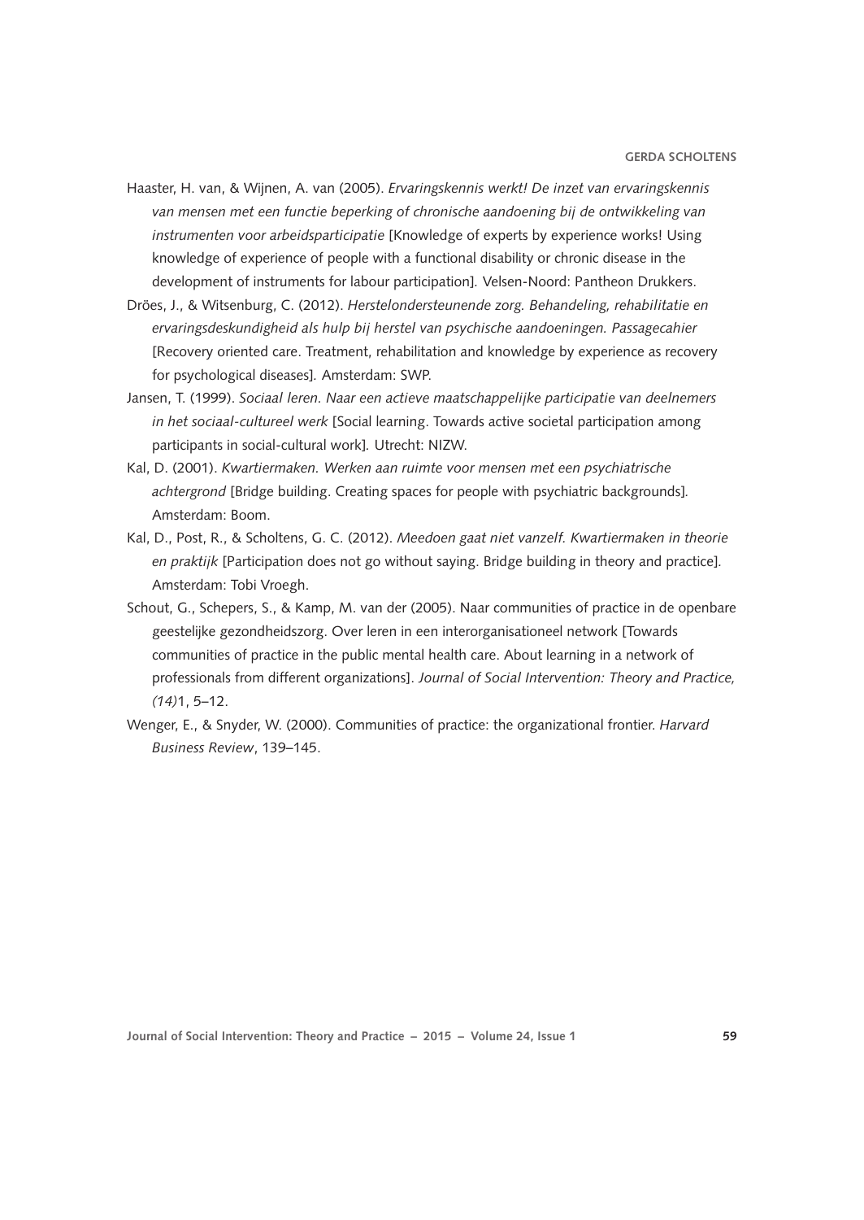Haaster, H. van, & Wijnen, A. van (2005). *Ervaringskennis werkt! De inzet van ervaringskennis van mensen met een functie beperking of chronische aandoening bij de ontwikkeling van instrumenten voor arbeidsparticipatie* [Knowledge of experts by experience works! Using knowledge of experience of people with a functional disability or chronic disease in the development of instruments for labour participation]. Velsen-Noord: Pantheon Drukkers.

Dröes, J., & Witsenburg, C. (2012). *Herstelondersteunende zorg. Behandeling, rehabilitatie en ervaringsdeskundigheid als hulp bij herstel van psychische aandoeningen. Passagecahier* [Recovery oriented care. Treatment, rehabilitation and knowledge by experience as recovery for psychological diseases]. Amsterdam: SWP.

Jansen, T. (1999). *Sociaal leren. Naar een actieve maatschappelijke participatie van deelnemers in het sociaal-cultureel werk* [Social learning. Towards active societal participation among participants in social-cultural work]. Utrecht: NIZW.

Kal, D. (2001). *Kwartiermaken. Werken aan ruimte voor mensen met een psychiatrische achtergrond* [Bridge building. Creating spaces for people with psychiatric backgrounds]. Amsterdam: Boom.

Kal, D., Post, R., & Scholtens, G. C. (2012). *Meedoen gaat niet vanzelf. Kwartiermaken in theorie en praktijk* [Participation does not go without saying. Bridge building in theory and practice]. Amsterdam: Tobi Vroegh.

Schout, G., Schepers, S., & Kamp, M. van der (2005). Naar communities of practice in de openbare geestelijke gezondheidszorg. Over leren in een interorganisationeel network [Towards communities of practice in the public mental health care. About learning in a network of professionals from different organizations]. *Journal of Social Intervention: Theory and Practice, (14)*1, 5–12.

Wenger, E., & Snyder, W. (2000). Communities of practice: the organizational frontier. *Harvard Business Review*, 139–145.